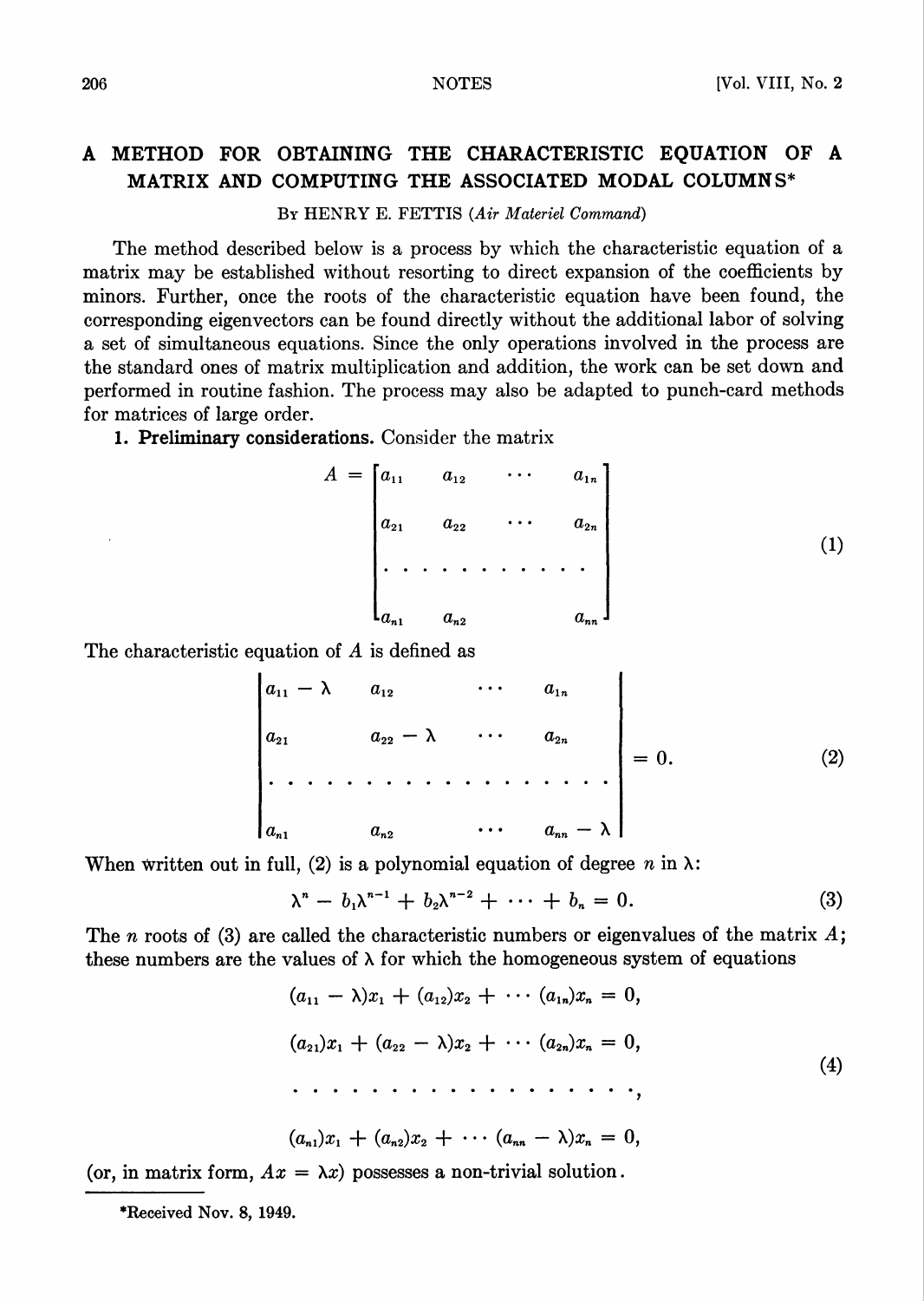# A METHOD FOR OBTAINING THE CHARACTERISTIC EQUATION OF A MATRIX AND COMPUTING THE ASSOCIATED MODAL COLUMNS*

By HENRY E. FETTIS (*Air Materiel Command*)

The method described below is a process by which the characteristic equation of a matrix may be established without resorting to direct expansion of the coefficients by minors. Further, once the roots of the characteristic equation have been found, the corresponding eigenvectors can be found directly without the additional labor of solving a set of simultaneous equations. Since the only operations involved in the process are the standard ones of matrix multiplication and addition, the work can be set down and performed in routine fashion. The process may also be adapted to punch-card methods for matrices of large order.

**1. Preliminary considerations.** Consider the matrix

$$A = \begin{bmatrix} a_{11} & a_{12} & \cdots & a_{1n} \\ a_{21} & a_{22} & \cdots & a_{2n} \\ \cdot & \cdot & \cdot & \cdot \\ a_{n1} & a_{n2} & & a_{nn} \end{bmatrix} \tag{1}$$

The characteristic equation of $A$ is defined as

$$\begin{vmatrix} a_{11} - \lambda & a_{12} & \cdots & a_{1n} \\ a_{21} & a_{22} - \lambda & \cdots & a_{2n} \\ \cdot & \cdot & \cdot & \cdot \\ a_{n1} & a_{n2} & \cdots & a_{nn} - \lambda \end{vmatrix} = 0. \tag{2}$$

When written out in full, (2) is a polynomial equation of degree $n$ in $\lambda$:

$$\lambda^n - b_1\lambda^{n-1} + b_2\lambda^{n-2} + \cdots + b_n = 0. \tag{3}$$

The $n$ roots of (3) are called the characteristic numbers or eigenvalues of the matrix $A$; these numbers are the values of $\lambda$ for which the homogeneous system of equations

$$\begin{aligned} (a_{11} - \lambda)x_1 + (a_{12})x_2 + \cdots (a_{1n})x_n &= 0, \\ (a_{21})x_1 + (a_{22} - \lambda)x_2 + \cdots (a_{2n})x_n &= 0, \\ \cdot \quad \cdot \quad \cdot \quad \cdot \quad \cdot \quad \cdot \quad \cdot \quad \cdot \quad \cdot \quad &\cdot, \\ (a_{n1})x_1 + (a_{n2})x_2 + \cdots (a_{nn} - \lambda)x_n &= 0, \end{aligned} \tag{4}$$

(or, in matrix form, $Ax = \lambda x$) possesses a non-trivial solution.

*Received Nov. 8, 1949.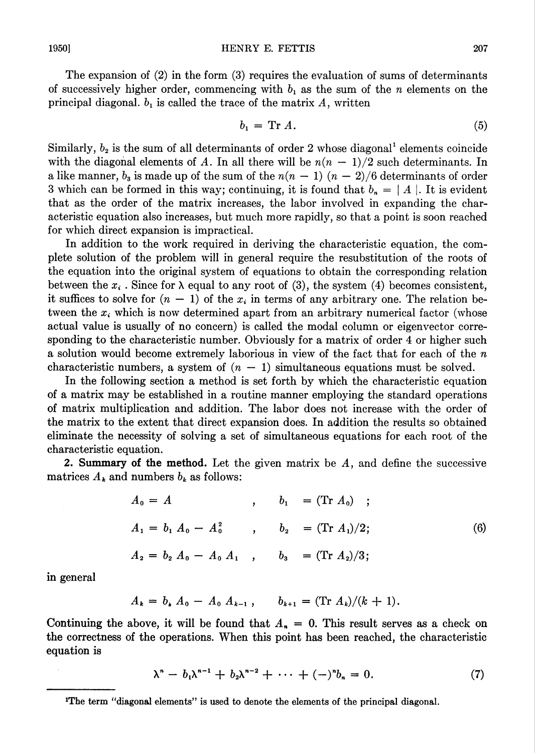The expansion of (2) in the form (3) requires the evaluation of sums of determinants of successively higher order, commencing with $b_1$ as the sum of the $n$ elements on the principal diagonal. $b_1$ is called the trace of the matrix $A$, written

$$b_1 = \text{Tr } A. \tag{5}$$

Similarly, $b_2$ is the sum of all determinants of order 2 whose diagonal[1] elements coincide with the diagonal elements of $A$. In all there will be $n(n-1)/2$ such determinants. In a like manner, $b_3$ is made up of the sum of the $n(n-1)(n-2)/6$ determinants of order 3 which can be formed in this way; continuing, it is found that $b_n = |A|$. It is evident that as the order of the matrix increases, the labor involved in expanding the characteristic equation also increases, but much more rapidly, so that a point is soon reached for which direct expansion is impractical.

In addition to the work required in deriving the characteristic equation, the complete solution of the problem will in general require the resubstitution of the roots of the equation into the original system of equations to obtain the corresponding relation between the $x_i$. Since for $\lambda$ equal to any root of (3), the system (4) becomes consistent, it suffices to solve for $(n-1)$ of the $x_i$ in terms of any arbitrary one. The relation between the $x_i$ which is now determined apart from an arbitrary numerical factor (whose actual value is usually of no concern) is called the modal column or eigenvector corresponding to the characteristic number. Obviously for a matrix of order 4 or higher such a solution would become extremely laborious in view of the fact that for each of the $n$ characteristic numbers, a system of $(n-1)$ simultaneous equations must be solved.

In the following section a method is set forth by which the characteristic equation of a matrix may be established in a routine manner employing the standard operations of matrix multiplication and addition. The labor does not increase with the order of the matrix to the extent that direct expansion does. In addition the results so obtained eliminate the necessity of solving a set of simultaneous equations for each root of the characteristic equation.

**2. Summary of the method.** Let the given matrix be $A$, and define the successive matrices $A_k$ and numbers $b_k$ as follows:

$$
\begin{aligned}
A_0 &= A \qquad\qquad\quad , \quad b_1 = (\text{Tr } A_0) \quad ; \\
A_1 &= b_1 A_0 - A_0^2 \quad , \quad b_2 = (\text{Tr } A_1)/2; \\
A_2 &= b_2 A_0 - A_0 A_1 \quad , \quad b_3 = (\text{Tr } A_2)/3;
\end{aligned} \tag{6}
$$

in general

$$A_k = b_k A_0 - A_0 A_{k-1}, \qquad b_{k+1} = (\text{Tr } A_k)/(k+1).$$

Continuing the above, it will be found that $A_n = 0$. This result serves as a check on the correctness of the operations. When this point has been reached, the characteristic equation is

$$\lambda^n - b_1\lambda^{n-1} + b_2\lambda^{n-2} + \cdots + (-)^n b_n = 0. \tag{7}$$

---

[1] The term "diagonal elements" is used to denote the elements of the principal diagonal.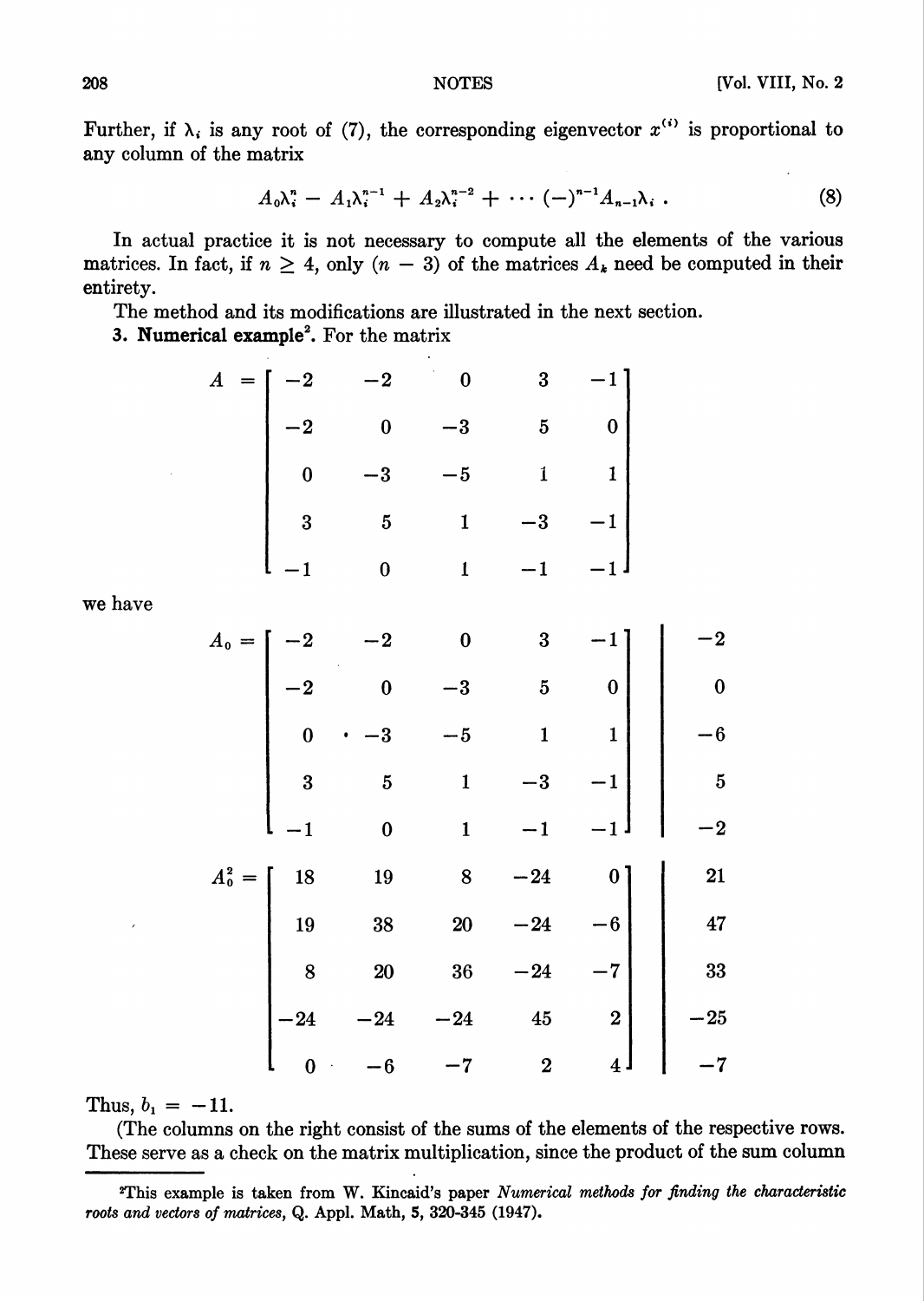Further, if $\lambda_i$ is any root of (7), the corresponding eigenvector $x^{(i)}$ is proportional to any column of the matrix

$$A_0\lambda_i^n - A_1\lambda_i^{n-1} + A_2\lambda_i^{n-2} + \cdots (-)^{n-1}A_{n-1}\lambda_i \, . \tag{8}$$

In actual practice it is not necessary to compute all the elements of the various matrices. In fact, if $n \geq 4$, only $(n - 3)$ of the matrices $A_k$ need be computed in their entirety.

The method and its modifications are illustrated in the next section.

**3. Numerical example**[2]. For the matrix

$$A = \begin{bmatrix} -2 & -2 & 0 & 3 & -1 \\ -2 & 0 & -3 & 5 & 0 \\ 0 & -3 & -5 & 1 & 1 \\ 3 & 5 & 1 & -3 & -1 \\ -1 & 0 & 1 & -1 & -1 \end{bmatrix}$$

we have

$$A_0 = \begin{bmatrix} -2 & -2 & 0 & 3 & -1 \\ -2 & 0 & -3 & 5 & 0 \\ 0 & -3 & -5 & 1 & 1 \\ 3 & 5 & 1 & -3 & -1 \\ -1 & 0 & 1 & -1 & -1 \end{bmatrix} \quad \begin{vmatrix} -2 \\ 0 \\ -6 \\ 5 \\ -2 \end{vmatrix}$$

$$A_0^2 = \begin{bmatrix} 18 & 19 & 8 & -24 & 0 \\ 19 & 38 & 20 & -24 & -6 \\ 8 & 20 & 36 & -24 & -7 \\ -24 & -24 & -24 & 45 & 2 \\ 0 & -6 & -7 & 2 & 4 \end{bmatrix} \quad \begin{vmatrix} 21 \\ 47 \\ 33 \\ -25 \\ -7 \end{vmatrix}$$

Thus, $b_1 = -11$.

(The columns on the right consist of the sums of the elements of the respective rows. These serve as a check on the matrix multiplication, since the product of the sum column

---

[2]This example is taken from W. Kincaid's paper *Numerical methods for finding the characteristic roots and vectors of matrices*, Q. Appl. Math, **5**, 320-345 (1947).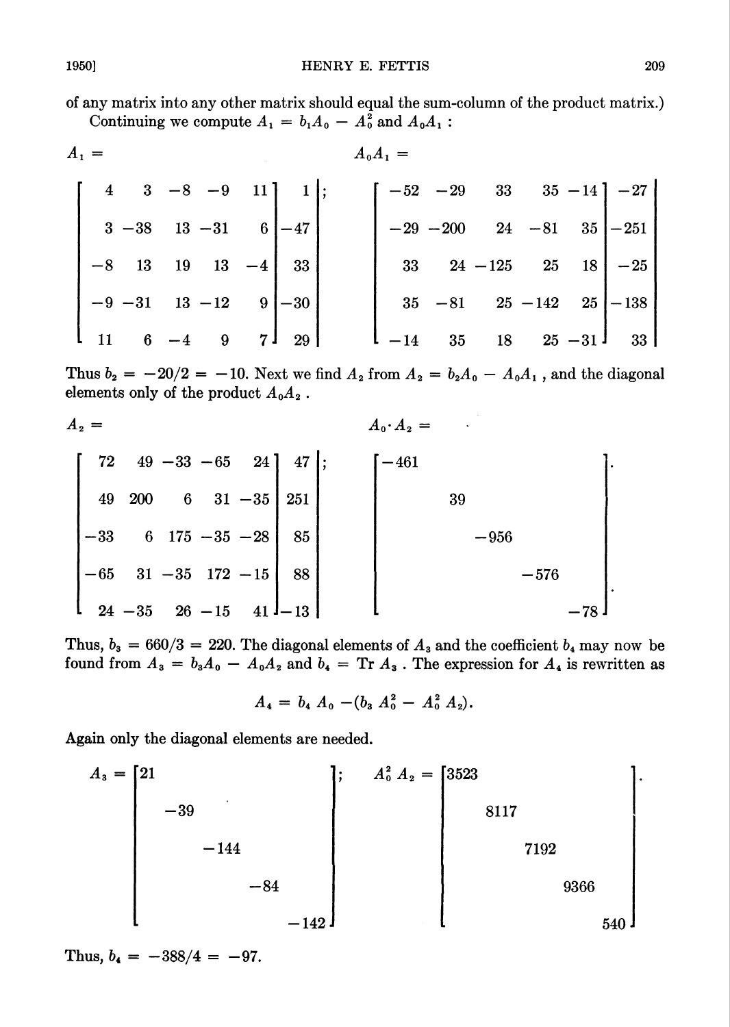of any matrix into any other matrix should equal the sum-column of the product matrix.)

Continuing we compute $A_1 = b_1 A_0 - A_0^2$ and $A_0 A_1$:

$$
A_1 = \left[\begin{array}{rrrrr|r}
4 & 3 & -8 & -9 & 11 & 1 \\
3 & -38 & 13 & -31 & 6 & -47 \\
-8 & 13 & 19 & 13 & -4 & 33 \\
-9 & -31 & 13 & -12 & 9 & -30 \\
11 & 6 & -4 & 9 & 7 & 29
\end{array}\right]; \qquad
A_0 A_1 = \left[\begin{array}{rrrrr|r}
-52 & -29 & 33 & 35 & -14 & -27 \\
-29 & -200 & 24 & -81 & 35 & -251 \\
33 & 24 & -125 & 25 & 18 & -25 \\
35 & -81 & 25 & -142 & 25 & -138 \\
-14 & 35 & 18 & 25 & -31 & 33
\end{array}\right]
$$

Thus $b_2 = -20/2 = -10$. Next we find $A_2$ from $A_2 = b_2 A_0 - A_0 A_1$, and the diagonal elements only of the product $A_0 A_2$.

$$
A_2 = \left[\begin{array}{rrrrr|r}
72 & 49 & -33 & -65 & 24 & 47 \\
49 & 200 & 6 & 31 & -35 & 251 \\
-33 & 6 & 175 & -35 & -28 & 85 \\
-65 & 31 & -35 & 172 & -15 & 88 \\
24 & -35 & 26 & -15 & 41 & -13
\end{array}\right]; \qquad
A_0 \cdot A_2 = \begin{bmatrix}
-461 & & & & \\
 & 39 & & & \\
 & & -956 & & \\
 & & & -576 & \\
 & & & & -78
\end{bmatrix}.
$$

Thus, $b_3 = 660/3 = 220$. The diagonal elements of $A_3$ and the coefficient $b_4$ may now be found from $A_3 = b_3 A_0 - A_0 A_2$ and $b_4 = \operatorname{Tr} A_3$. The expression for $A_4$ is rewritten as

$$
A_4 = b_4 A_0 - (b_3 A_0^2 - A_0^2 A_2).
$$

Again only the diagonal elements are needed.

$$
A_3 = \begin{bmatrix}
21 & & & & \\
 & -39 & & & \\
 & & -144 & & \\
 & & & -84 & \\
 & & & & -142
\end{bmatrix}; \qquad
A_0^2 A_2 = \begin{bmatrix}
3523 & & & & \\
 & 8117 & & & \\
 & & 7192 & & \\
 & & & 9366 & \\
 & & & & 540
\end{bmatrix}.
$$

Thus, $b_4 = -388/4 = -97$.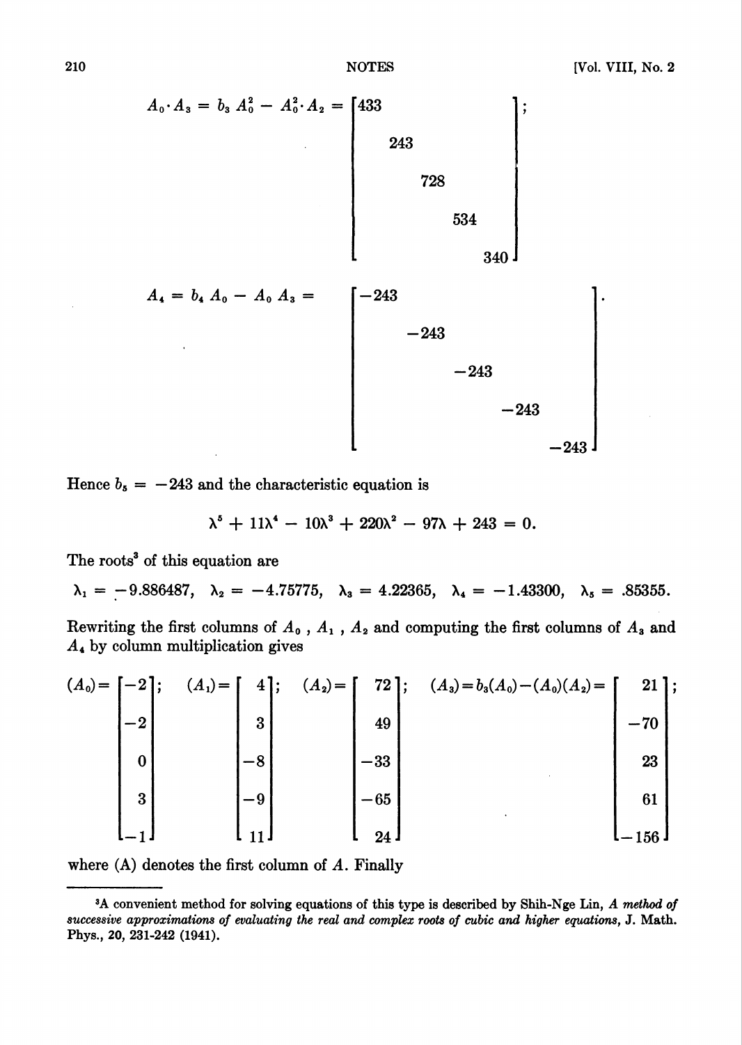$$A_0 \cdot A_3 = b_3 A_0^2 - A_0^2 \cdot A_2 = \begin{bmatrix} 433 & & & & \\ & 243 & & & \\ & & 728 & & \\ & & & 534 & \\ & & & & 340 \end{bmatrix};$$

$$A_4 = b_4 A_0 - A_0 A_3 = \begin{bmatrix} -243 & & & & \\ & -243 & & & \\ & & -243 & & \\ & & & -243 & \\ & & & & -243 \end{bmatrix}.$$

Hence $b_5 = -243$ and the characteristic equation is

$$\lambda^5 + 11\lambda^4 - 10\lambda^3 + 220\lambda^2 - 97\lambda + 243 = 0.$$

The roots[3] of this equation are

$$\lambda_1 = -9.886487, \quad \lambda_2 = -4.75775, \quad \lambda_3 = 4.22365, \quad \lambda_4 = -1.43300, \quad \lambda_5 = .85355.$$

Rewriting the first columns of $A_0$, $A_1$, $A_2$ and computing the first columns of $A_3$ and $A_4$ by column multiplication gives

$$(A_0) = \begin{bmatrix} -2 \\ -2 \\ 0 \\ 3 \\ -1 \end{bmatrix}; \quad (A_1) = \begin{bmatrix} 4 \\ 3 \\ -8 \\ -9 \\ 11 \end{bmatrix}; \quad (A_2) = \begin{bmatrix} 72 \\ 49 \\ -33 \\ -65 \\ 24 \end{bmatrix}; \quad (A_3) = b_3(A_0) - (A_0)(A_2) = \begin{bmatrix} 21 \\ -70 \\ 23 \\ 61 \\ -156 \end{bmatrix};$$

where (A) denotes the first column of $A$. Finally

---

[3] A convenient method for solving equations of this type is described by Shih-Nge Lin, *A method of successive approximations of evaluating the real and complex roots of cubic and higher equations*, J. Math. Phys., **20**, 231-242 (1941).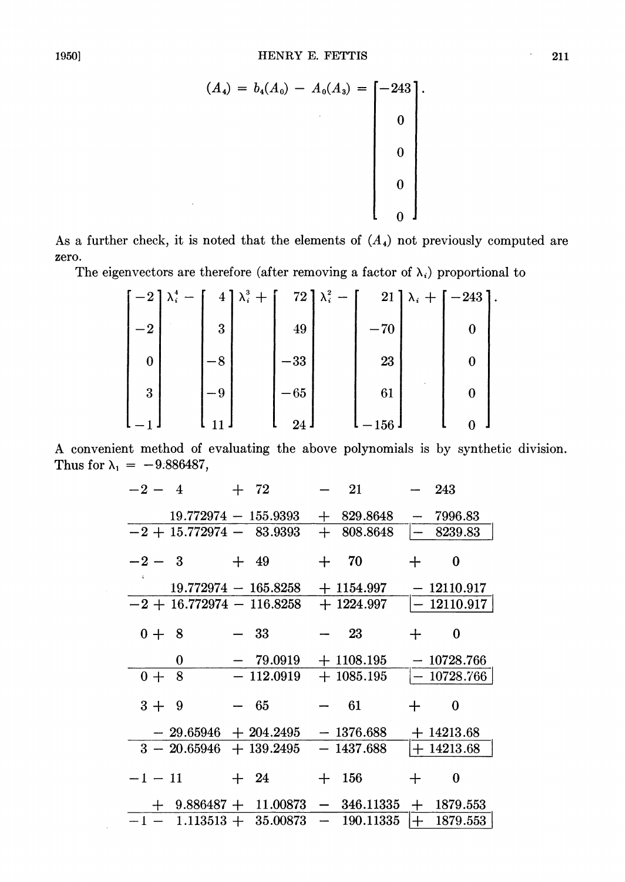$$(A_4) = b_4(A_0) - A_0(A_3) = \begin{bmatrix} -243 \\ 0 \\ 0 \\ 0 \\ 0 \end{bmatrix}.$$

As a further check, it is noted that the elements of $(A_4)$ not previously computed are zero.

The eigenvectors are therefore (after removing a factor of $\lambda_i$) proportional to

$$\begin{bmatrix} -2 \\ -2 \\ 0 \\ 3 \\ -1 \end{bmatrix} \lambda_i^4 - \begin{bmatrix} 4 \\ 3 \\ -8 \\ -9 \\ 11 \end{bmatrix} \lambda_i^3 + \begin{bmatrix} 72 \\ 49 \\ -33 \\ -65 \\ 24 \end{bmatrix} \lambda_i^2 - \begin{bmatrix} 21 \\ -70 \\ 23 \\ 61 \\ -156 \end{bmatrix} \lambda_i + \begin{bmatrix} -243 \\ 0 \\ 0 \\ 0 \\ 0 \end{bmatrix}.$$

A convenient method of evaluating the above polynomials is by synthetic division. Thus for $\lambda_1 = -9.886487$,

|  |  |  |  |  |
|---|---|---|---|---|
| $-2$ | $-\ 4$ | $+\ 72$ | $-\ 21$ | $-\ 243$ |
|  | $19.772974$ | $-\ 155.9393$ | $+\ 829.8648$ | $-\ 7996.83$ |
| $-2$ | $+\ 15.772974$ | $-\ 83.9393$ | $+\ 808.8648$ | $-\ 8239.83$ |
|  |  |  |  |  |
| $-2$ | $-\ 3$ | $+\ 49$ | $+\ 70$ | $+\ 0$ |
|  | $19.772974$ | $-\ 165.8258$ | $+\ 1154.997$ | $-\ 12110.917$ |
| $-2$ | $+\ 16.772974$ | $-\ 116.8258$ | $+\ 1224.997$ | $-\ 12110.917$ |
|  |  |  |  |  |
| $0$ | $+\ 8$ | $-\ 33$ | $-\ 23$ | $+\ 0$ |
|  | $0$ | $-\ 79.0919$ | $+\ 1108.195$ | $-\ 10728.766$ |
| $0$ | $+\ 8$ | $-\ 112.0919$ | $+\ 1085.195$ | $-\ 10728.766$ |
|  |  |  |  |  |
| $3$ | $+\ 9$ | $-\ 65$ | $-\ 61$ | $+\ 0$ |
|  | $-\ 29.65946$ | $+\ 204.2495$ | $-\ 1376.688$ | $+\ 14213.68$ |
| $3$ | $-\ 20.65946$ | $+\ 139.2495$ | $-\ 1437.688$ | $+\ 14213.68$ |
|  |  |  |  |  |
| $-1$ | $-\ 11$ | $+\ 24$ | $+\ 156$ | $+\ 0$ |
|  | $+\ 9.886487$ | $+\ 11.00873$ | $-\ 346.11335$ | $+\ 1879.553$ |
| $-1$ | $-\ 1.113513$ | $+\ 35.00873$ | $-\ 190.11335$ | $+\ 1879.553$ |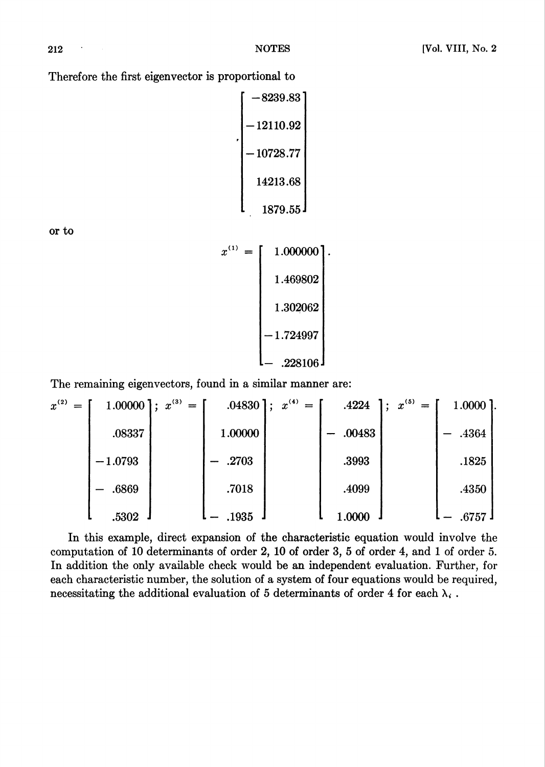Therefore the first eigenvector is proportional to

$$\begin{bmatrix} -8239.83 \\ -12110.92 \\ -10728.77 \\ 14213.68 \\ 1879.55 \end{bmatrix}$$

or to

$$x^{(1)} = \begin{bmatrix} 1.000000 \\ 1.469802 \\ 1.302062 \\ -1.724997 \\ -\ .228106 \end{bmatrix}.$$

The remaining eigenvectors, found in a similar manner are:

$$x^{(2)} = \begin{bmatrix} 1.00000 \\ .08337 \\ -1.0793 \\ -\ .6869 \\ .5302 \end{bmatrix};\ x^{(3)} = \begin{bmatrix} .04830 \\ 1.00000 \\ -\ .2703 \\ .7018 \\ -\ .1935 \end{bmatrix};\ x^{(4)} = \begin{bmatrix} .4224 \\ -\ .00483 \\ .3993 \\ .4099 \\ 1.0000 \end{bmatrix};\ x^{(5)} = \begin{bmatrix} 1.0000 \\ -\ .4364 \\ .1825 \\ .4350 \\ -\ .6757 \end{bmatrix}.$$

In this example, direct expansion of the characteristic equation would involve the computation of 10 determinants of order 2, 10 of order 3, 5 of order 4, and 1 of order 5. In addition the only available check would be an independent evaluation. Further, for each characteristic number, the solution of a system of four equations would be required, necessitating the additional evaluation of 5 determinants of order 4 for each $\lambda_i$.